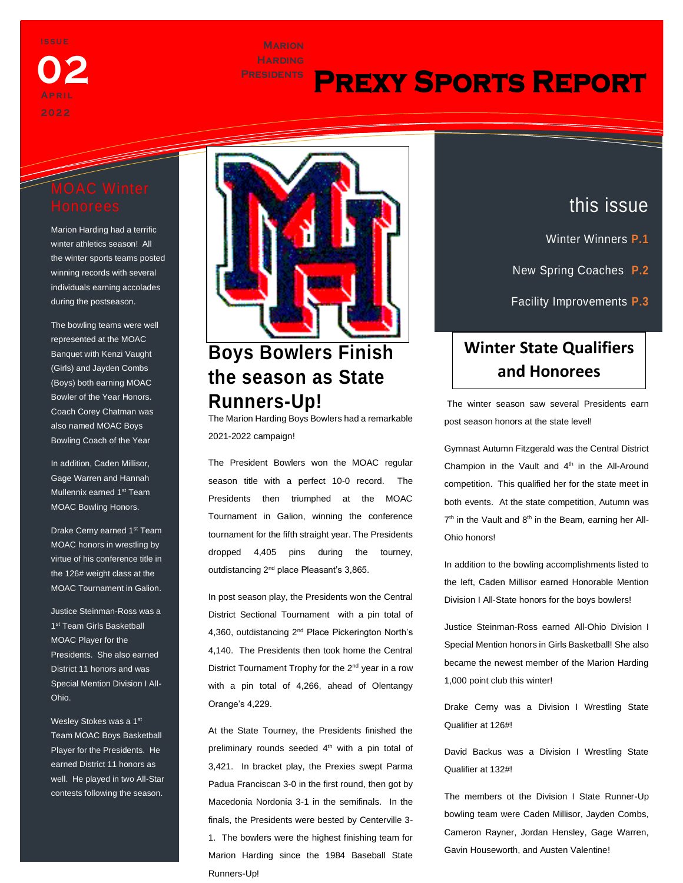ISSUE 02 April 2022

Marion Harding Presidents

# Prexy Sports Report

## this issue

Winter Winners P.1

New Spring Coaches P.2

Facility Improvements P.3

## MOAC Winter Honorees

Marion Harding had a terrific winter athletics season! All the winter sports teams posted winning records with several individuals earning accolades during the postseason.

The bowling teams were well represented at the MOAC Banquet with Kenzi Vaught (Girls) and Jayden Combs (Boys) both earning MOAC Bowler of the Year Honors. Coach Corey Chatman was also named MOAC Boys Bowling Coach of the Year

In addition, Caden Millisor, Gage Warren and Hannah Mullennix earned 1st Team MOAC Bowling Honors.

Drake Cerny earned 1st Team MOAC honors in wrestling by virtue of his conference title in the 126# weight class at the MOAC Tournament in Galion.

Justice Steinman-Ross was a 1st Team Girls Basketball MOAC Player for the Presidents. She also earned District 11 honors and was Special Mention Division I All-Ohio.

Wesley Stokes was a 1st Team MOAC Boys Basketball Player for the Presidents. He earned District 11 honors as well. He played in two All-Star contests following the season.

## Boys Bowlers Finish the season as State Runners-Up!

The Marion Harding Boys Bowlers had a remarkable 2021-2022 campaign!

The President Bowlers won the MOAC regular season title with a perfect 10-0 record. The Presidents then triumphed at the MOAC Tournament in Galion, winning the conference tournament for the fifth straight year. The Presidents dropped 4,405 pins during the tourney, outdistancing 2nd place Pleasant's 3,865.

In post season play, the Presidents won the Central District Sectional Tournament with a pin total of 4,360, outdistancing 2nd Place Pickerington North's 4,140. The Presidents then took home the Central District Tournament Trophy for the 2nd year in a row with a pin total of 4,266, ahead of Olentangy Orange's 4,229.

At the State Tourney, the Presidents finished the preliminary rounds seeded 4th with a pin total of 3,421. In bracket play, the Prexies swept Parma Padua Franciscan 3-0 in the first round, then got by Macedonia Nordonia 3-1 in the semifinals. In the finals, the Presidents were bested by Centerville 3-1. The bowlers were the highest finishing team for Marion Harding since the 1984 Baseball State Runners-Up!

## Winter State Qualifiers and Honorees

The winter season saw several Presidents earn post season honors at the state level!

Gymnast Autumn Fitzgerald was the Central District Champion in the Vault and 4th in the All-Around competition. This qualified her for the state meet in both events. At the state competition, Autumn was 7th in the Vault and 8th in the Beam, earning her All-Ohio honors!

In addition to the bowling accomplishments listed to the left, Caden Millisor earned Honorable Mention Division I All-State honors for the boys bowlers!

Justice Steinman-Ross earned All-Ohio Division I Special Mention honors in Girls Basketball! She also became the newest member of the Marion Harding 1,000 point club this winter!

Drake Cerny was a Division I Wrestling State Qualifier at 126#!

David Backus was a Division I Wrestling State Qualifier at 132#!

The members ot the Division I State Runner-Up bowling team were Caden Millisor, Jayden Combs, Cameron Rayner, Jordan Hensley, Gage Warren, Gavin Houseworth, and Austen Valentine!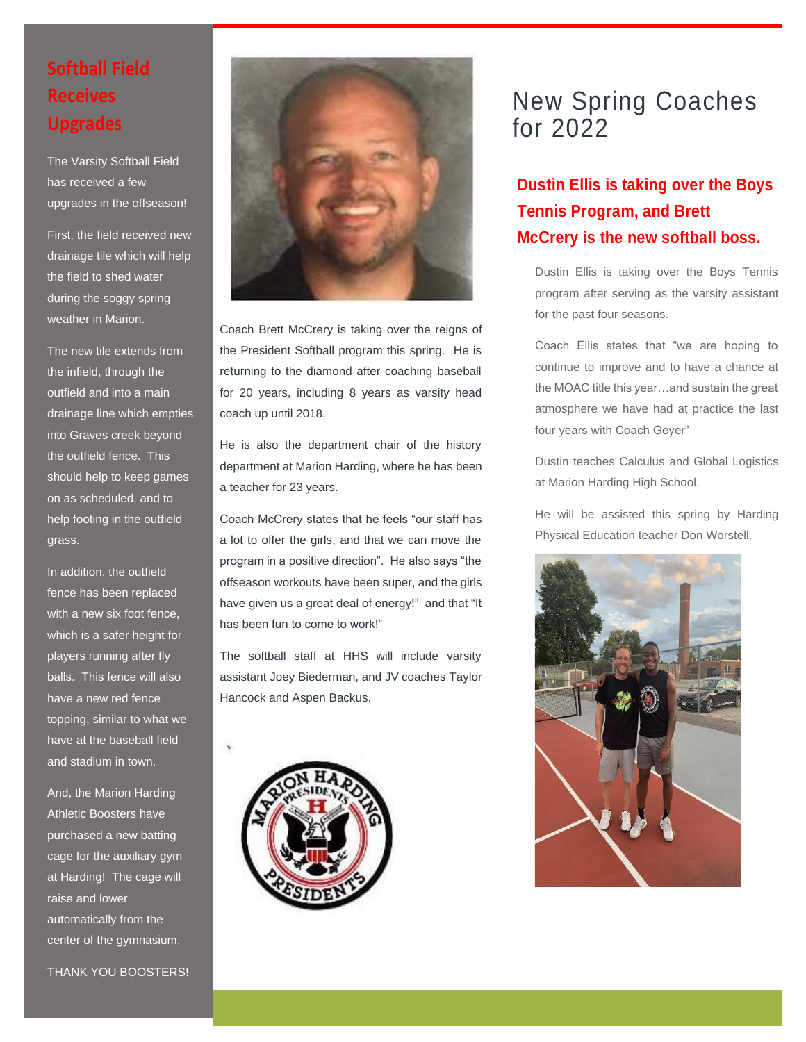## Softball Field Receives Upgrades

The Varsity Softball Field has received a few upgrades in the offseason!

First, the field received new drainage tile which will help the field to shed water during the soggy spring weather in Marion.

The new tile extends from the infield, through the outfield and into a main drainage line which empties into Graves creek beyond the outfield fence. This should help to keep games on as scheduled, and to help footing in the outfield grass.

In addition, the outfield fence has been replaced with a new six foot fence, which is a safer height for players running after fly balls. This fence will also have a new red fence topping, similar to what we have at the baseball field and stadium in town.

And, the Marion Harding Athletic Boosters have purchased a new batting cage for the auxiliary gym at Harding! The cage will raise and lower automatically from the center of the gymnasium.

THANK YOU BOOSTERS!

Coach Brett McCrery is taking over the reigns of the President Softball program this spring. He is returning to the diamond after coaching baseball for 20 years, including 8 years as varsity head coach up until 2018.

He is also the department chair of the history department at Marion Harding, where he has been a teacher for 23 years.

Coach McCrery states that he feels “our staff has a lot to offer the girls, and that we can move the program in a positive direction”. He also says “the offseason workouts have been super, and the girls have given us a great deal of energy!” and that “It has been fun to come to work!”

The softball staff at HHS will include varsity assistant Joey Biederman, and JV coaches Taylor Hancock and Aspen Backus.

# New Spring Coaches for 2022

### Dustin Ellis is taking over the Boys Tennis Program, and Brett McCrery is the new softball boss.

Dustin Ellis is taking over the Boys Tennis program after serving as the varsity assistant for the past four seasons.

Coach Ellis states that “we are hoping to continue to improve and to have a chance at the MOAC title this year…and sustain the great atmosphere we have had at practice the last four years with Coach Geyer”

Dustin teaches Calculus and Global Logistics at Marion Harding High School.

He will be assisted this spring by Harding Physical Education teacher Don Worstell.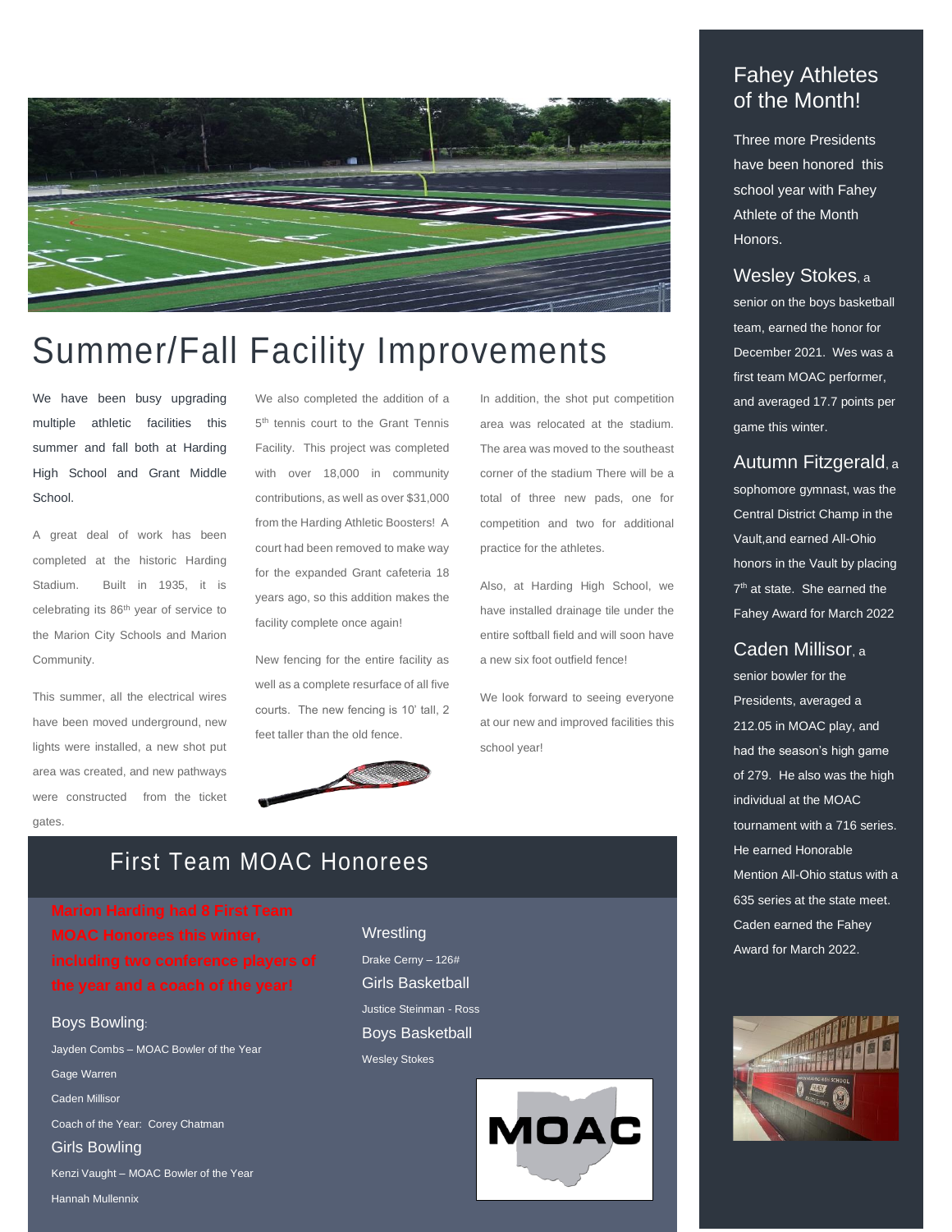# Summer/Fall Facility Improvements

We have been busy upgrading multiple athletic facilities this summer and fall both at Harding High School and Grant Middle School.

A great deal of work has been completed at the historic Harding Stadium. Built in 1935, it is celebrating its 86th year of service to the Marion City Schools and Marion Community.

This summer, all the electrical wires have been moved underground, new lights were installed, a new shot put area was created, and new pathways were constructed from the ticket gates.

We also completed the addition of a 5th tennis court to the Grant Tennis Facility. This project was completed with over 18,000 in community contributions, as well as over $31,000 from the Harding Athletic Boosters! A court had been removed to make way for the expanded Grant cafeteria 18 years ago, so this addition makes the facility complete once again!

New fencing for the entire facility as well as a complete resurface of all five courts. The new fencing is 10' tall, 2 feet taller than the old fence.

In addition, the shot put competition area was relocated at the stadium. The area was moved to the southeast corner of the stadium There will be a total of three new pads, one for competition and two for additional practice for the athletes.

Also, at Harding High School, we have installed drainage tile under the entire softball field and will soon have a new six foot outfield fence!

We look forward to seeing everyone at our new and improved facilities this school year!

## First Team MOAC Honorees

**Marion Harding had 8 First Team MOAC Honorees this winter, including two conference players of the year and a coach of the year!**

### Boys Bowling:

Jayden Combs – MOAC Bowler of the Year

Gage Warren

Caden Millisor

Coach of the Year: Corey Chatman

### Girls Bowling

Kenzi Vaught – MOAC Bowler of the Year

Hannah Mullennix

### Wrestling

Drake Cerny – 126#

### Girls Basketball

Justice Steinman - Ross

### Boys Basketball

Wesley Stokes

## Fahey Athletes of the Month!

Three more Presidents have been honored this school year with Fahey Athlete of the Month Honors.

**Wesley Stokes**, a senior on the boys basketball team, earned the honor for December 2021. Wes was a first team MOAC performer, and averaged 17.7 points per game this winter.

**Autumn Fitzgerald**, a sophomore gymnast, was the Central District Champ in the Vault,and earned All-Ohio honors in the Vault by placing 7th at state. She earned the Fahey Award for March 2022

**Caden Millisor**, a senior bowler for the Presidents, averaged a 212.05 in MOAC play, and had the season's high game of 279. He also was the high individual at the MOAC tournament with a 716 series. He earned Honorable Mention All-Ohio status with a 635 series at the state meet. Caden earned the Fahey Award for March 2022.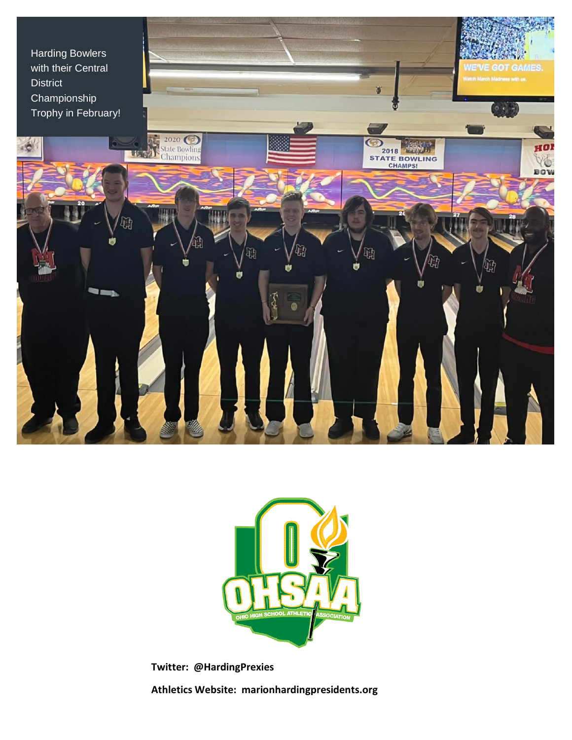Harding Bowlers with their Central District Championship Trophy in February!

**Twitter: @HardingPrexies**

**Athletics Website: marionhardingpresidents.org**